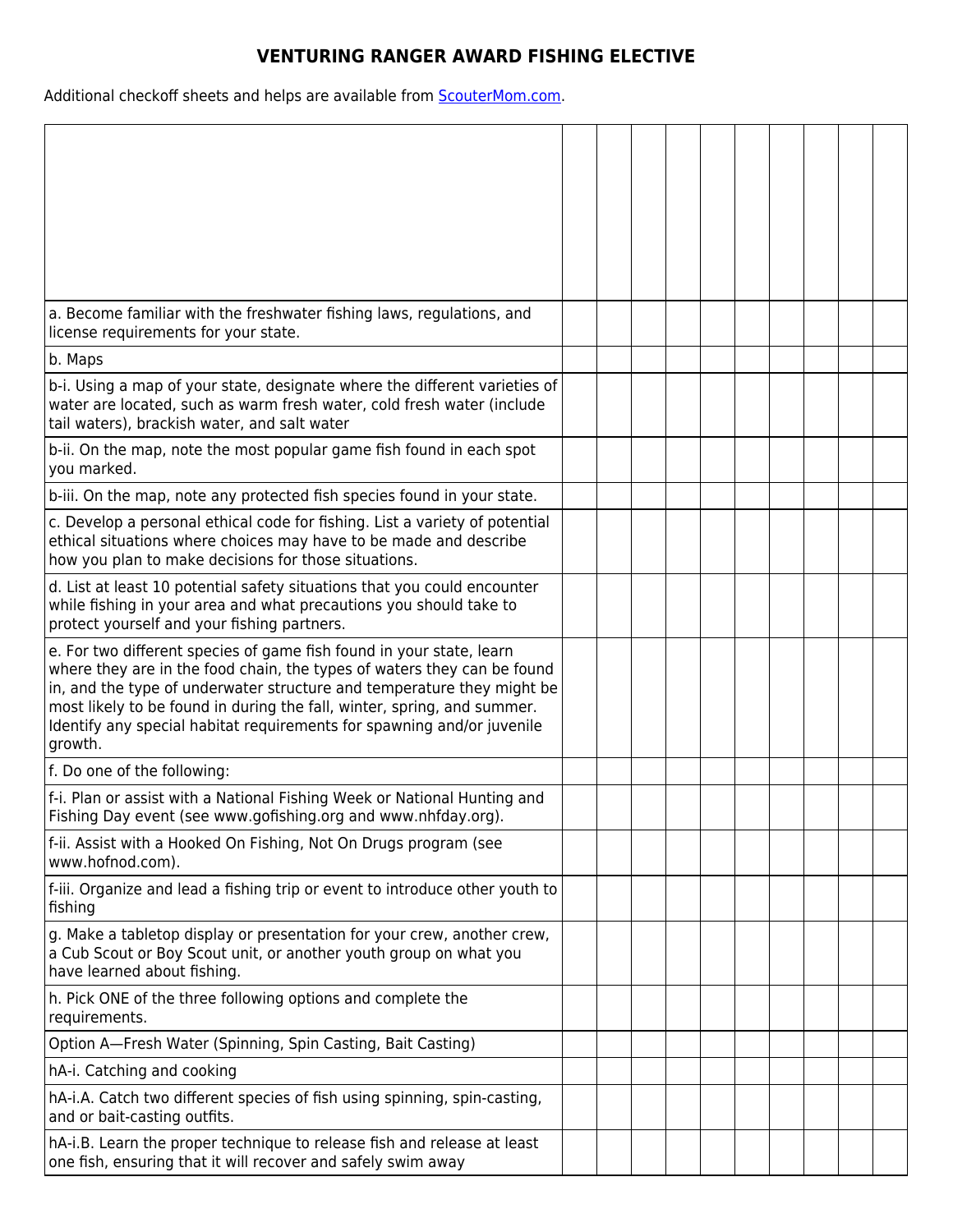# VENTURING RANGER AWARD FISHING ELECTIVE

Additional checkoff sheets and helps are available from [ScouterMom.com](ScouterMom.com).

| | | | | | | | | | | |
|---|---|---|---|---|---|---|---|---|---|---|
| a. Become familiar with the freshwater fishing laws, regulations, and license requirements for your state. | | | | | | | | | | |
| b. Maps | | | | | | | | | | |
| b-i. Using a map of your state, designate where the different varieties of water are located, such as warm fresh water, cold fresh water (include tail waters), brackish water, and salt water | | | | | | | | | | |
| b-ii. On the map, note the most popular game fish found in each spot you marked. | | | | | | | | | | |
| b-iii. On the map, note any protected fish species found in your state. | | | | | | | | | | |
| c. Develop a personal ethical code for fishing. List a variety of potential ethical situations where choices may have to be made and describe how you plan to make decisions for those situations. | | | | | | | | | | |
| d. List at least 10 potential safety situations that you could encounter while fishing in your area and what precautions you should take to protect yourself and your fishing partners. | | | | | | | | | | |
| e. For two different species of game fish found in your state, learn where they are in the food chain, the types of waters they can be found in, and the type of underwater structure and temperature they might be most likely to be found in during the fall, winter, spring, and summer. Identify any special habitat requirements for spawning and/or juvenile growth. | | | | | | | | | | |
| f. Do one of the following: | | | | | | | | | | |
| f-i. Plan or assist with a National Fishing Week or National Hunting and Fishing Day event (see www.gofishing.org and www.nhfday.org). | | | | | | | | | | |
| f-ii. Assist with a Hooked On Fishing, Not On Drugs program (see www.hofnod.com). | | | | | | | | | | |
| f-iii. Organize and lead a fishing trip or event to introduce other youth to fishing | | | | | | | | | | |
| g. Make a tabletop display or presentation for your crew, another crew, a Cub Scout or Boy Scout unit, or another youth group on what you have learned about fishing. | | | | | | | | | | |
| h. Pick ONE of the three following options and complete the requirements. | | | | | | | | | | |
| Option A—Fresh Water (Spinning, Spin Casting, Bait Casting) | | | | | | | | | | |
| hA-i. Catching and cooking | | | | | | | | | | |
| hA-i.A. Catch two different species of fish using spinning, spin-casting, and or bait-casting outfits. | | | | | | | | | | |
| hA-i.B. Learn the proper technique to release fish and release at least one fish, ensuring that it will recover and safely swim away | | | | | | | | | | |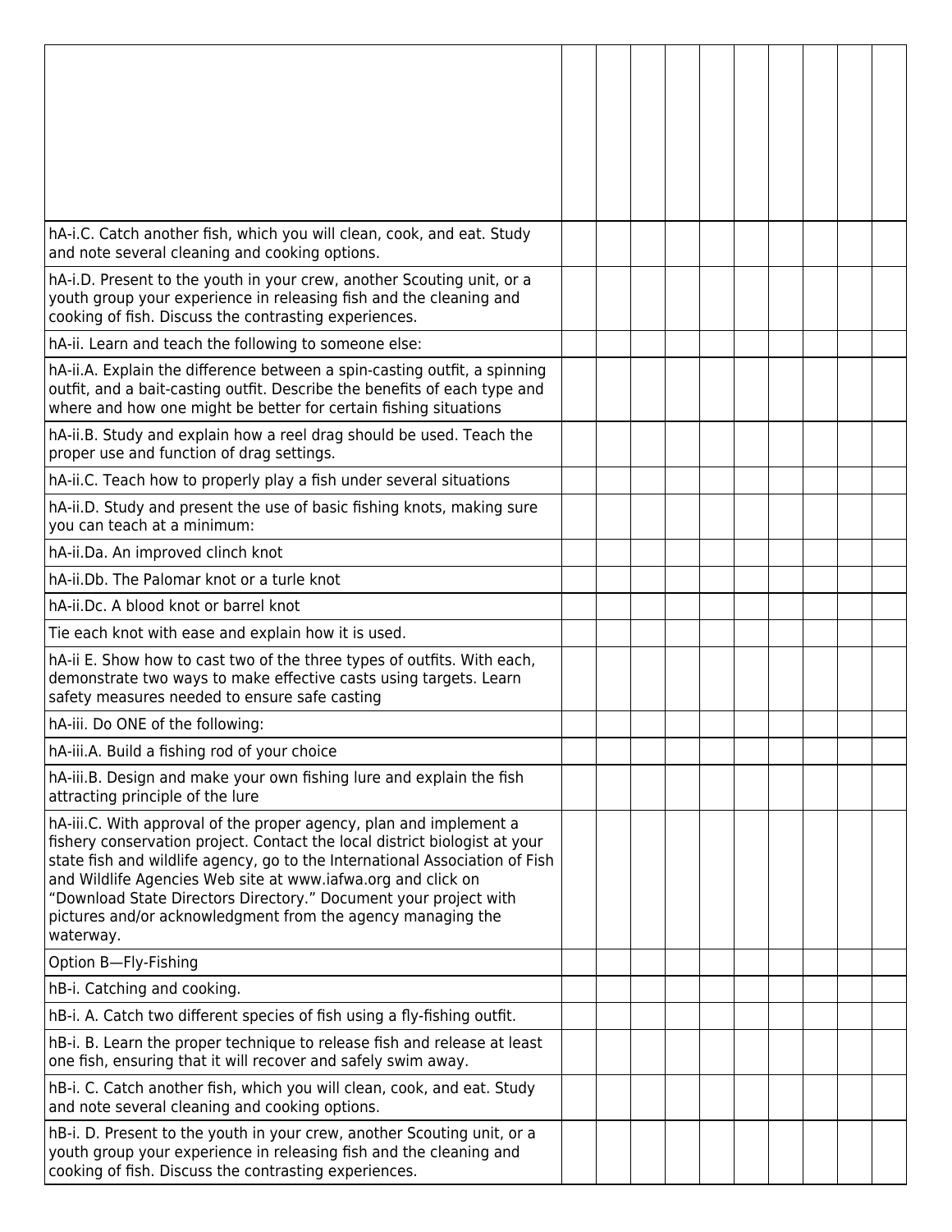| | | | | | | | | | | |
|---|---|---|---|---|---|---|---|---|---|---|
| | | | | | | | | | | |
| hA-i.C. Catch another fish, which you will clean, cook, and eat. Study and note several cleaning and cooking options. | | | | | | | | | | |
| hA-i.D. Present to the youth in your crew, another Scouting unit, or a youth group your experience in releasing fish and the cleaning and cooking of fish. Discuss the contrasting experiences. | | | | | | | | | | |
| hA-ii. Learn and teach the following to someone else: | | | | | | | | | | |
| hA-ii.A. Explain the difference between a spin-casting outfit, a spinning outfit, and a bait-casting outfit. Describe the benefits of each type and where and how one might be better for certain fishing situations | | | | | | | | | | |
| hA-ii.B. Study and explain how a reel drag should be used. Teach the proper use and function of drag settings. | | | | | | | | | | |
| hA-ii.C. Teach how to properly play a fish under several situations | | | | | | | | | | |
| hA-ii.D. Study and present the use of basic fishing knots, making sure you can teach at a minimum: | | | | | | | | | | |
| hA-ii.Da. An improved clinch knot | | | | | | | | | | |
| hA-ii.Db. The Palomar knot or a turle knot | | | | | | | | | | |
| hA-ii.Dc. A blood knot or barrel knot | | | | | | | | | | |
| Tie each knot with ease and explain how it is used. | | | | | | | | | | |
| hA-ii E. Show how to cast two of the three types of outfits. With each, demonstrate two ways to make effective casts using targets. Learn safety measures needed to ensure safe casting | | | | | | | | | | |
| hA-iii. Do ONE of the following: | | | | | | | | | | |
| hA-iii.A. Build a fishing rod of your choice | | | | | | | | | | |
| hA-iii.B. Design and make your own fishing lure and explain the fish attracting principle of the lure | | | | | | | | | | |
| hA-iii.C. With approval of the proper agency, plan and implement a fishery conservation project. Contact the local district biologist at your state fish and wildlife agency, go to the International Association of Fish and Wildlife Agencies Web site at www.iafwa.org and click on "Download State Directors Directory." Document your project with pictures and/or acknowledgment from the agency managing the waterway. | | | | | | | | | | |
| Option B—Fly-Fishing | | | | | | | | | | |
| hB-i. Catching and cooking. | | | | | | | | | | |
| hB-i. A. Catch two different species of fish using a fly-fishing outfit. | | | | | | | | | | |
| hB-i. B. Learn the proper technique to release fish and release at least one fish, ensuring that it will recover and safely swim away. | | | | | | | | | | |
| hB-i. C. Catch another fish, which you will clean, cook, and eat. Study and note several cleaning and cooking options. | | | | | | | | | | |
| hB-i. D. Present to the youth in your crew, another Scouting unit, or a youth group your experience in releasing fish and the cleaning and cooking of fish. Discuss the contrasting experiences. | | | | | | | | | | |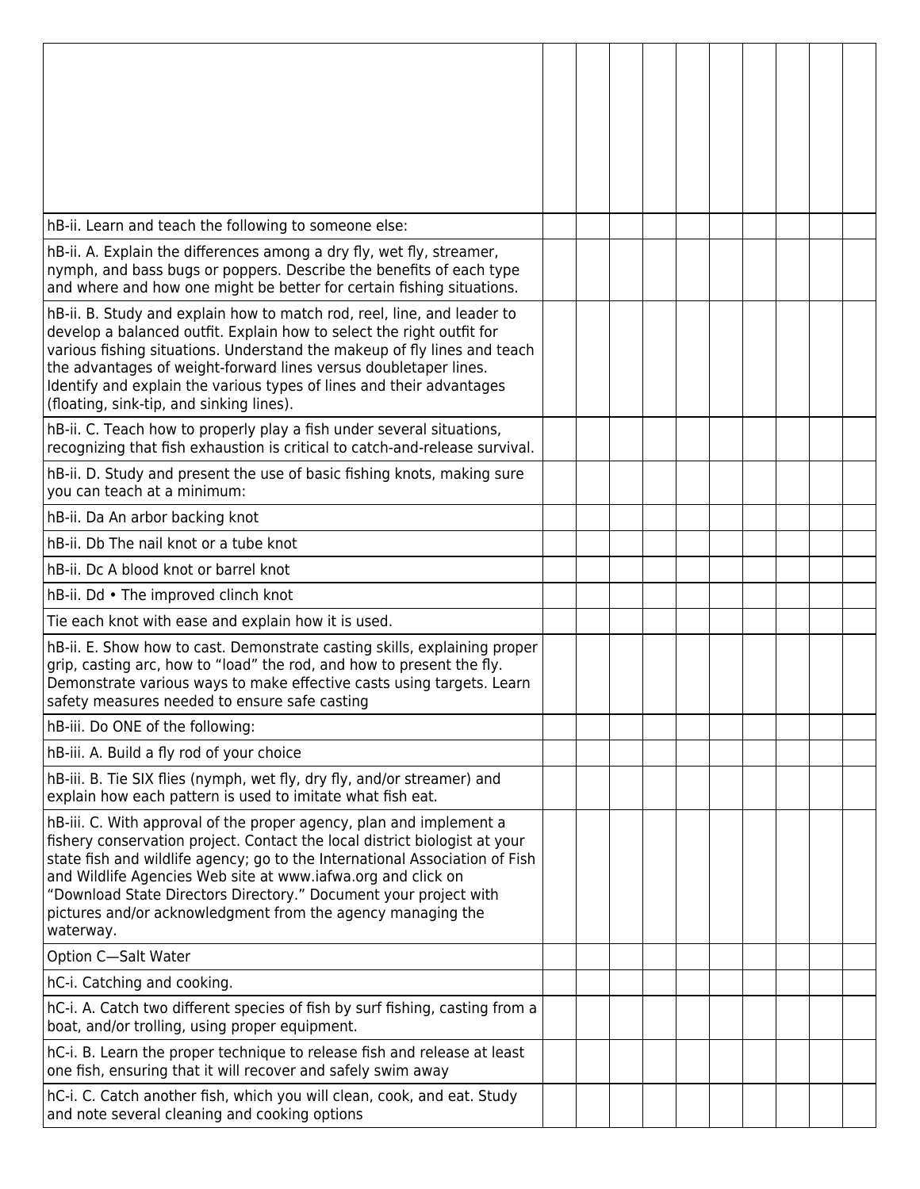| | | | | | | | | | | |
|---|---|---|---|---|---|---|---|---|---|---|
| | | | | | | | | | | |
| hB-ii. Learn and teach the following to someone else: | | | | | | | | | | |
| hB-ii. A. Explain the differences among a dry fly, wet fly, streamer, nymph, and bass bugs or poppers. Describe the benefits of each type and where and how one might be better for certain fishing situations. | | | | | | | | | | |
| hB-ii. B. Study and explain how to match rod, reel, line, and leader to develop a balanced outfit. Explain how to select the right outfit for various fishing situations. Understand the makeup of fly lines and teach the advantages of weight-forward lines versus doubletaper lines. Identify and explain the various types of lines and their advantages (floating, sink-tip, and sinking lines). | | | | | | | | | | |
| hB-ii. C. Teach how to properly play a fish under several situations, recognizing that fish exhaustion is critical to catch-and-release survival. | | | | | | | | | | |
| hB-ii. D. Study and present the use of basic fishing knots, making sure you can teach at a minimum: | | | | | | | | | | |
| hB-ii. Da An arbor backing knot | | | | | | | | | | |
| hB-ii. Db The nail knot or a tube knot | | | | | | | | | | |
| hB-ii. Dc A blood knot or barrel knot | | | | | | | | | | |
| hB-ii. Dd • The improved clinch knot | | | | | | | | | | |
| Tie each knot with ease and explain how it is used. | | | | | | | | | | |
| hB-ii. E. Show how to cast. Demonstrate casting skills, explaining proper grip, casting arc, how to "load" the rod, and how to present the fly. Demonstrate various ways to make effective casts using targets. Learn safety measures needed to ensure safe casting | | | | | | | | | | |
| hB-iii. Do ONE of the following: | | | | | | | | | | |
| hB-iii. A. Build a fly rod of your choice | | | | | | | | | | |
| hB-iii. B. Tie SIX flies (nymph, wet fly, dry fly, and/or streamer) and explain how each pattern is used to imitate what fish eat. | | | | | | | | | | |
| hB-iii. C. With approval of the proper agency, plan and implement a fishery conservation project. Contact the local district biologist at your state fish and wildlife agency; go to the International Association of Fish and Wildlife Agencies Web site at www.iafwa.org and click on "Download State Directors Directory." Document your project with pictures and/or acknowledgment from the agency managing the waterway. | | | | | | | | | | |
| Option C—Salt Water | | | | | | | | | | |
| hC-i. Catching and cooking. | | | | | | | | | | |
| hC-i. A. Catch two different species of fish by surf fishing, casting from a boat, and/or trolling, using proper equipment. | | | | | | | | | | |
| hC-i. B. Learn the proper technique to release fish and release at least one fish, ensuring that it will recover and safely swim away | | | | | | | | | | |
| hC-i. C. Catch another fish, which you will clean, cook, and eat. Study and note several cleaning and cooking options | | | | | | | | | | |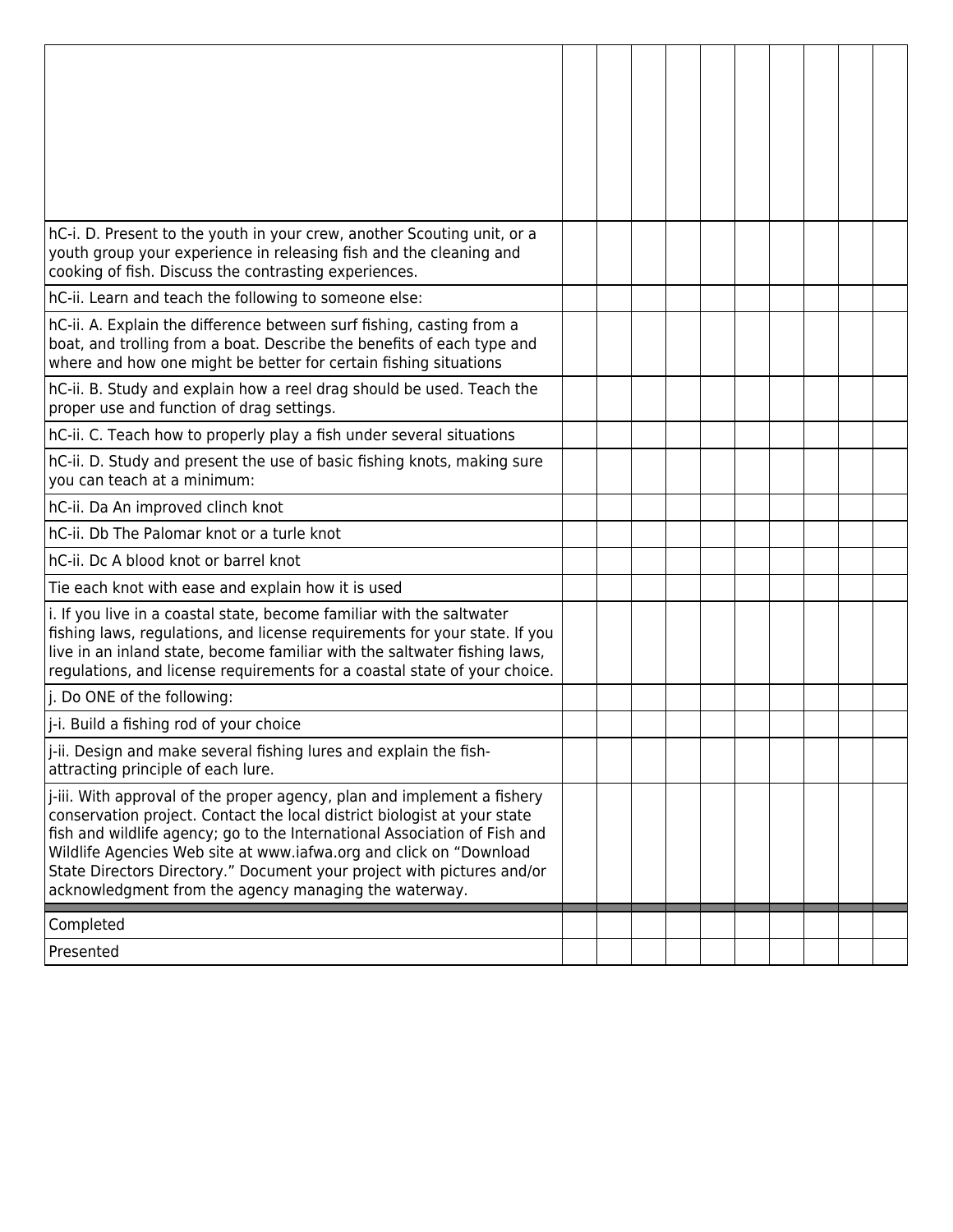| | | | | | | | | | | |
|---|---|---|---|---|---|---|---|---|---|---|
| | | | | | | | | | | |
| hC-i. D. Present to the youth in your crew, another Scouting unit, or a youth group your experience in releasing fish and the cleaning and cooking of fish. Discuss the contrasting experiences. | | | | | | | | | | |
| hC-ii. Learn and teach the following to someone else: | | | | | | | | | | |
| hC-ii. A. Explain the difference between surf fishing, casting from a boat, and trolling from a boat. Describe the benefits of each type and where and how one might be better for certain fishing situations | | | | | | | | | | |
| hC-ii. B. Study and explain how a reel drag should be used. Teach the proper use and function of drag settings. | | | | | | | | | | |
| hC-ii. C. Teach how to properly play a fish under several situations | | | | | | | | | | |
| hC-ii. D. Study and present the use of basic fishing knots, making sure you can teach at a minimum: | | | | | | | | | | |
| hC-ii. Da An improved clinch knot | | | | | | | | | | |
| hC-ii. Db The Palomar knot or a turle knot | | | | | | | | | | |
| hC-ii. Dc A blood knot or barrel knot | | | | | | | | | | |
| Tie each knot with ease and explain how it is used | | | | | | | | | | |
| i. If you live in a coastal state, become familiar with the saltwater fishing laws, regulations, and license requirements for your state. If you live in an inland state, become familiar with the saltwater fishing laws, regulations, and license requirements for a coastal state of your choice. | | | | | | | | | | |
| j. Do ONE of the following: | | | | | | | | | | |
| j-i. Build a fishing rod of your choice | | | | | | | | | | |
| j-ii. Design and make several fishing lures and explain the fish-attracting principle of each lure. | | | | | | | | | | |
| j-iii. With approval of the proper agency, plan and implement a fishery conservation project. Contact the local district biologist at your state fish and wildlife agency; go to the International Association of Fish and Wildlife Agencies Web site at www.iafwa.org and click on "Download State Directors Directory." Document your project with pictures and/or acknowledgment from the agency managing the waterway. | | | | | | | | | | |
| Completed | | | | | | | | | | |
| Presented | | | | | | | | | | |